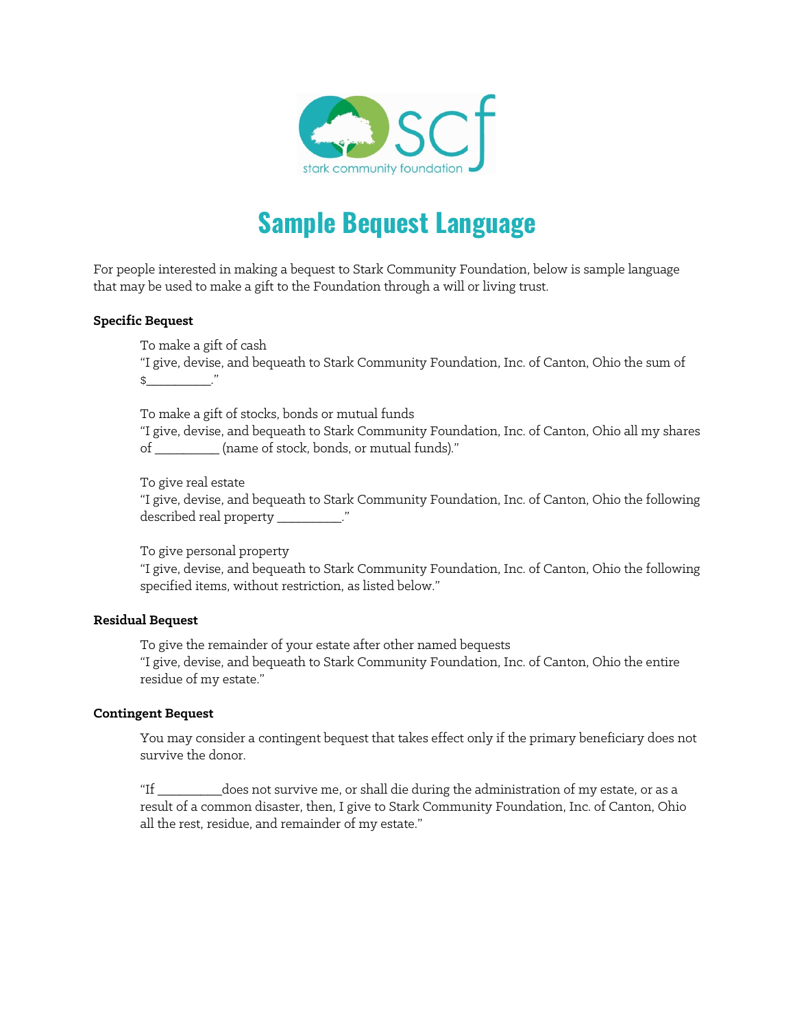# Sample Bequest Language

For people interested in making a bequest to Stark Community Foundation, below is sample language that may be used to make a gift to the Foundation through a will or living trust.

**Specific Bequest**

To make a gift of cash
"I give, devise, and bequeath to Stark Community Foundation, Inc. of Canton, Ohio the sum of $__________."

To make a gift of stocks, bonds or mutual funds
"I give, devise, and bequeath to Stark Community Foundation, Inc. of Canton, Ohio all my shares of __________ (name of stock, bonds, or mutual funds)."

To give real estate
"I give, devise, and bequeath to Stark Community Foundation, Inc. of Canton, Ohio the following described real property __________."

To give personal property
"I give, devise, and bequeath to Stark Community Foundation, Inc. of Canton, Ohio the following specified items, without restriction, as listed below."

**Residual Bequest**

To give the remainder of your estate after other named bequests
"I give, devise, and bequeath to Stark Community Foundation, Inc. of Canton, Ohio the entire residue of my estate."

**Contingent Bequest**

You may consider a contingent bequest that takes effect only if the primary beneficiary does not survive the donor.

"If __________does not survive me, or shall die during the administration of my estate, or as a result of a common disaster, then, I give to Stark Community Foundation, Inc. of Canton, Ohio all the rest, residue, and remainder of my estate."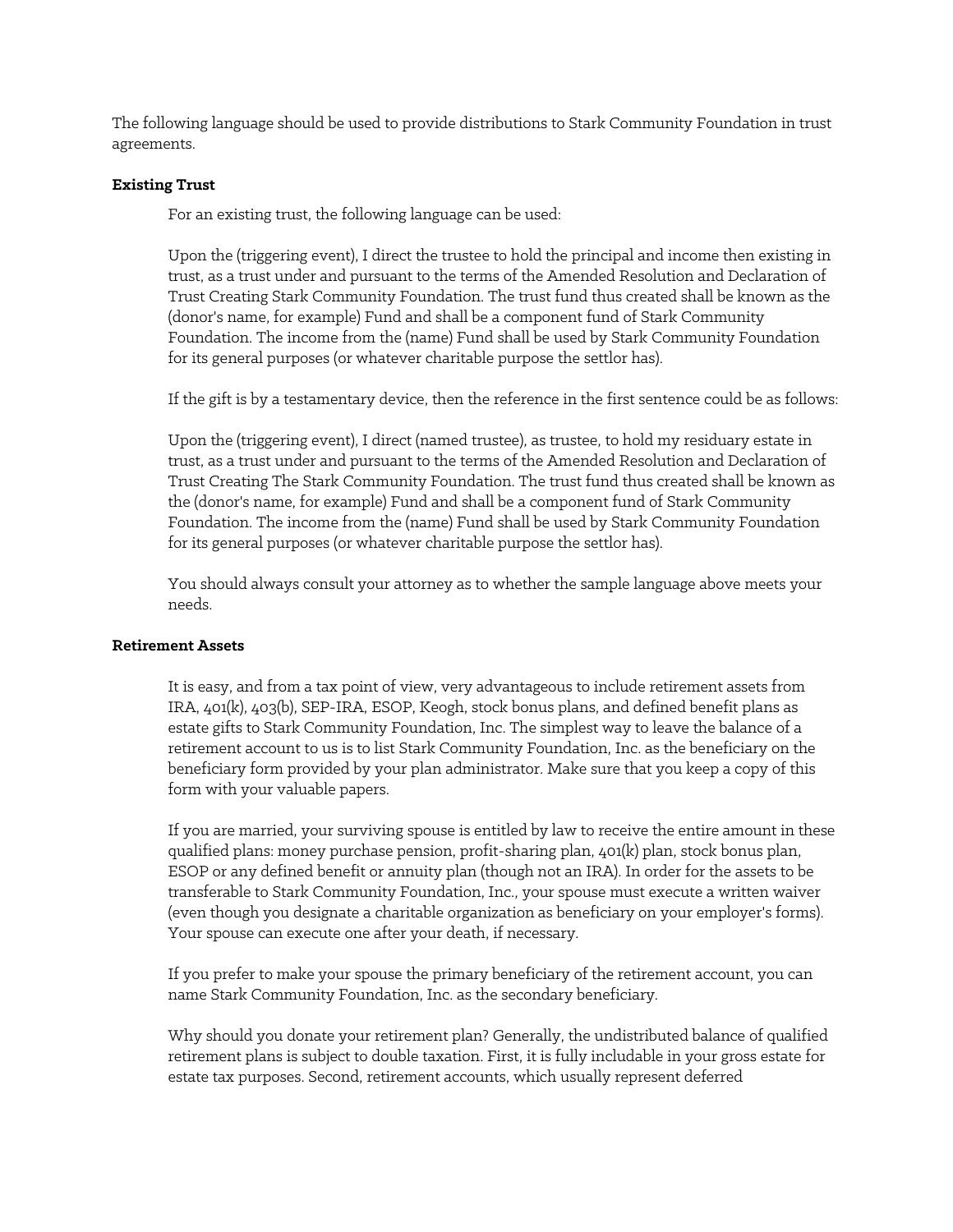The following language should be used to provide distributions to Stark Community Foundation in trust agreements.

**Existing Trust**

For an existing trust, the following language can be used:

Upon the (triggering event), I direct the trustee to hold the principal and income then existing in trust, as a trust under and pursuant to the terms of the Amended Resolution and Declaration of Trust Creating Stark Community Foundation. The trust fund thus created shall be known as the (donor's name, for example) Fund and shall be a component fund of Stark Community Foundation. The income from the (name) Fund shall be used by Stark Community Foundation for its general purposes (or whatever charitable purpose the settlor has).

If the gift is by a testamentary device, then the reference in the first sentence could be as follows:

Upon the (triggering event), I direct (named trustee), as trustee, to hold my residuary estate in trust, as a trust under and pursuant to the terms of the Amended Resolution and Declaration of Trust Creating The Stark Community Foundation. The trust fund thus created shall be known as the (donor's name, for example) Fund and shall be a component fund of Stark Community Foundation. The income from the (name) Fund shall be used by Stark Community Foundation for its general purposes (or whatever charitable purpose the settlor has).

You should always consult your attorney as to whether the sample language above meets your needs.

**Retirement Assets**

It is easy, and from a tax point of view, very advantageous to include retirement assets from IRA, 401(k), 403(b), SEP-IRA, ESOP, Keogh, stock bonus plans, and defined benefit plans as estate gifts to Stark Community Foundation, Inc. The simplest way to leave the balance of a retirement account to us is to list Stark Community Foundation, Inc. as the beneficiary on the beneficiary form provided by your plan administrator. Make sure that you keep a copy of this form with your valuable papers.

If you are married, your surviving spouse is entitled by law to receive the entire amount in these qualified plans: money purchase pension, profit-sharing plan, 401(k) plan, stock bonus plan, ESOP or any defined benefit or annuity plan (though not an IRA). In order for the assets to be transferable to Stark Community Foundation, Inc., your spouse must execute a written waiver (even though you designate a charitable organization as beneficiary on your employer's forms). Your spouse can execute one after your death, if necessary.

If you prefer to make your spouse the primary beneficiary of the retirement account, you can name Stark Community Foundation, Inc. as the secondary beneficiary.

Why should you donate your retirement plan? Generally, the undistributed balance of qualified retirement plans is subject to double taxation. First, it is fully includable in your gross estate for estate tax purposes. Second, retirement accounts, which usually represent deferred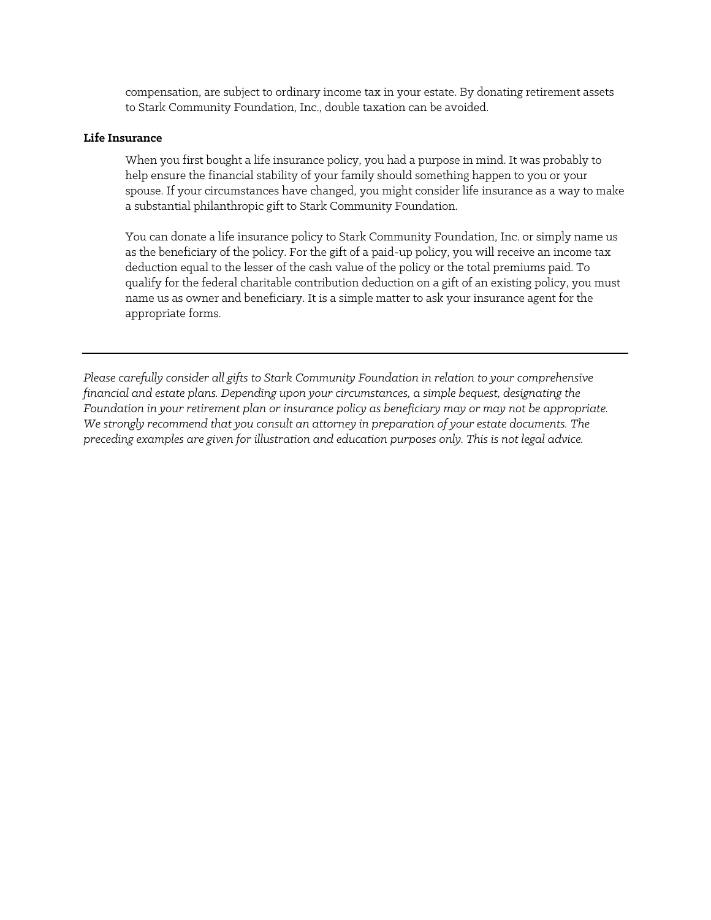compensation, are subject to ordinary income tax in your estate. By donating retirement assets to Stark Community Foundation, Inc., double taxation can be avoided.

**Life Insurance**

When you first bought a life insurance policy, you had a purpose in mind. It was probably to help ensure the financial stability of your family should something happen to you or your spouse. If your circumstances have changed, you might consider life insurance as a way to make a substantial philanthropic gift to Stark Community Foundation.

You can donate a life insurance policy to Stark Community Foundation, Inc. or simply name us as the beneficiary of the policy. For the gift of a paid-up policy, you will receive an income tax deduction equal to the lesser of the cash value of the policy or the total premiums paid. To qualify for the federal charitable contribution deduction on a gift of an existing policy, you must name us as owner and beneficiary. It is a simple matter to ask your insurance agent for the appropriate forms.

---

*Please carefully consider all gifts to Stark Community Foundation in relation to your comprehensive financial and estate plans. Depending upon your circumstances, a simple bequest, designating the Foundation in your retirement plan or insurance policy as beneficiary may or may not be appropriate. We strongly recommend that you consult an attorney in preparation of your estate documents. The preceding examples are given for illustration and education purposes only. This is not legal advice.*